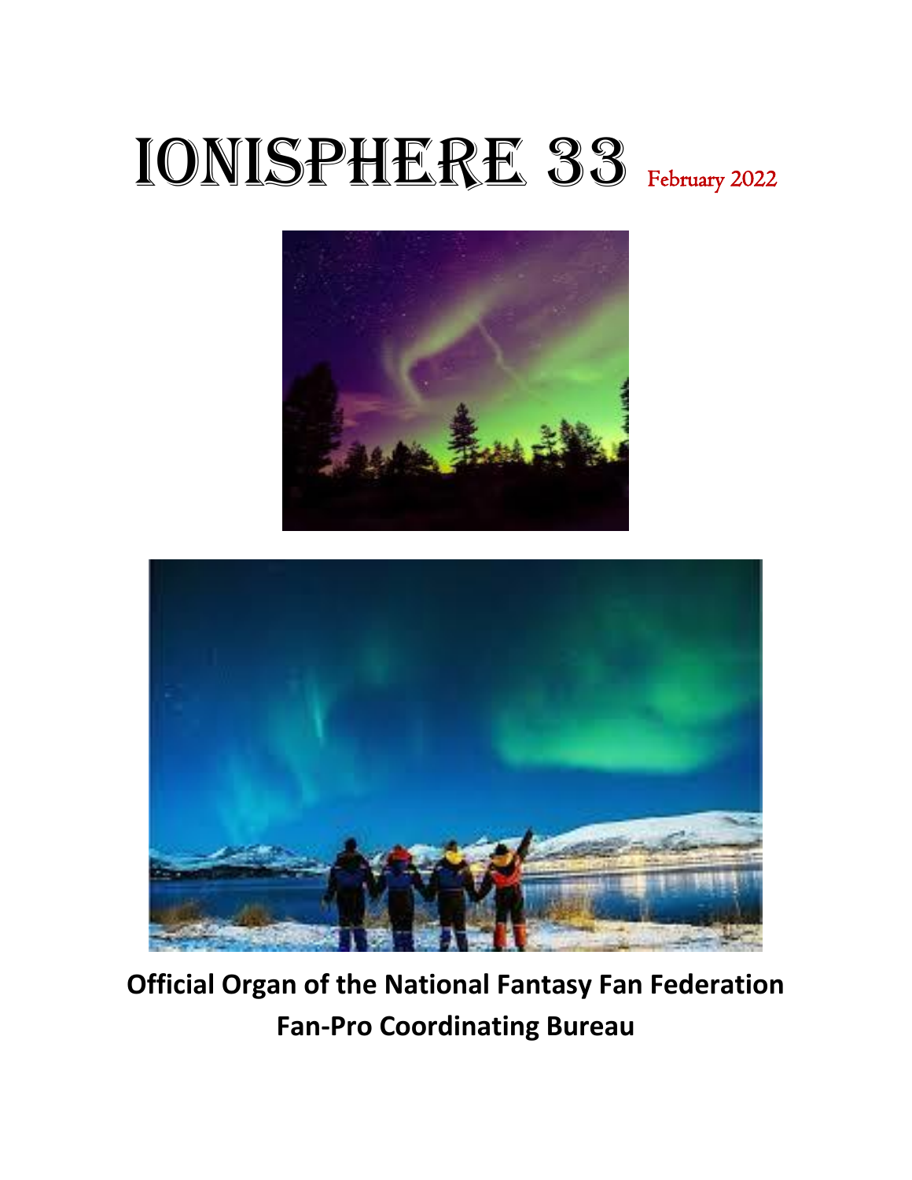# IONISPHERE 33 February 2022

**Official Organ of the National Fantasy Fan Federation**
**Fan-Pro Coordinating Bureau**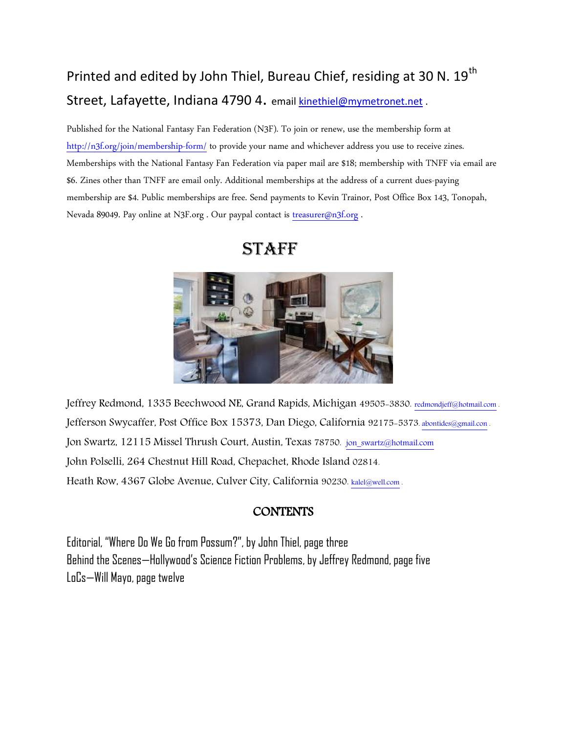Printed and edited by John Thiel, Bureau Chief, residing at 30 N. 19th Street, Lafayette, Indiana 4790 4. email kinethiel@mymetronet.net .

Published for the National Fantasy Fan Federation (N3F). To join or renew, use the membership form at http://n3f.org/join/membership-form/ to provide your name and whichever address you use to receive zines. Memberships with the National Fantasy Fan Federation via paper mail are $18; membership with TNFF via email are $6. Zines other than TNFF are email only. Additional memberships at the address of a current dues-paying membership are $4. Public memberships are free. Send payments to Kevin Trainor, Post Office Box 143, Tonopah, Nevada 89049. Pay online at N3F.org . Our paypal contact is treasurer@n3f.org .

# STAFF

Jeffrey Redmond, 1335 Beechwood NE, Grand Rapids, Michigan 49505-3830. redmondjeff@hotmail.com .
Jefferson Swycaffer, Post Office Box 15373, Dan Diego, California 92175-5373. abontides@gmail.con .
Jon Swartz, 12115 Missel Thrush Court, Austin, Texas 78750. jon_swartz@hotmail.com
John Polselli, 264 Chestnut Hill Road, Chepachet, Rhode Island 02814.
Heath Row, 4367 Globe Avenue, Culver City, California 90230. kalel@well.com .

## CONTENTS

Editorial, "Where Do We Go from Possum?", by John Thiel, page three
Behind the Scenes—Hollywood's Science Fiction Problems, by Jeffrey Redmond, page five
LoCs—Will Mayo, page twelve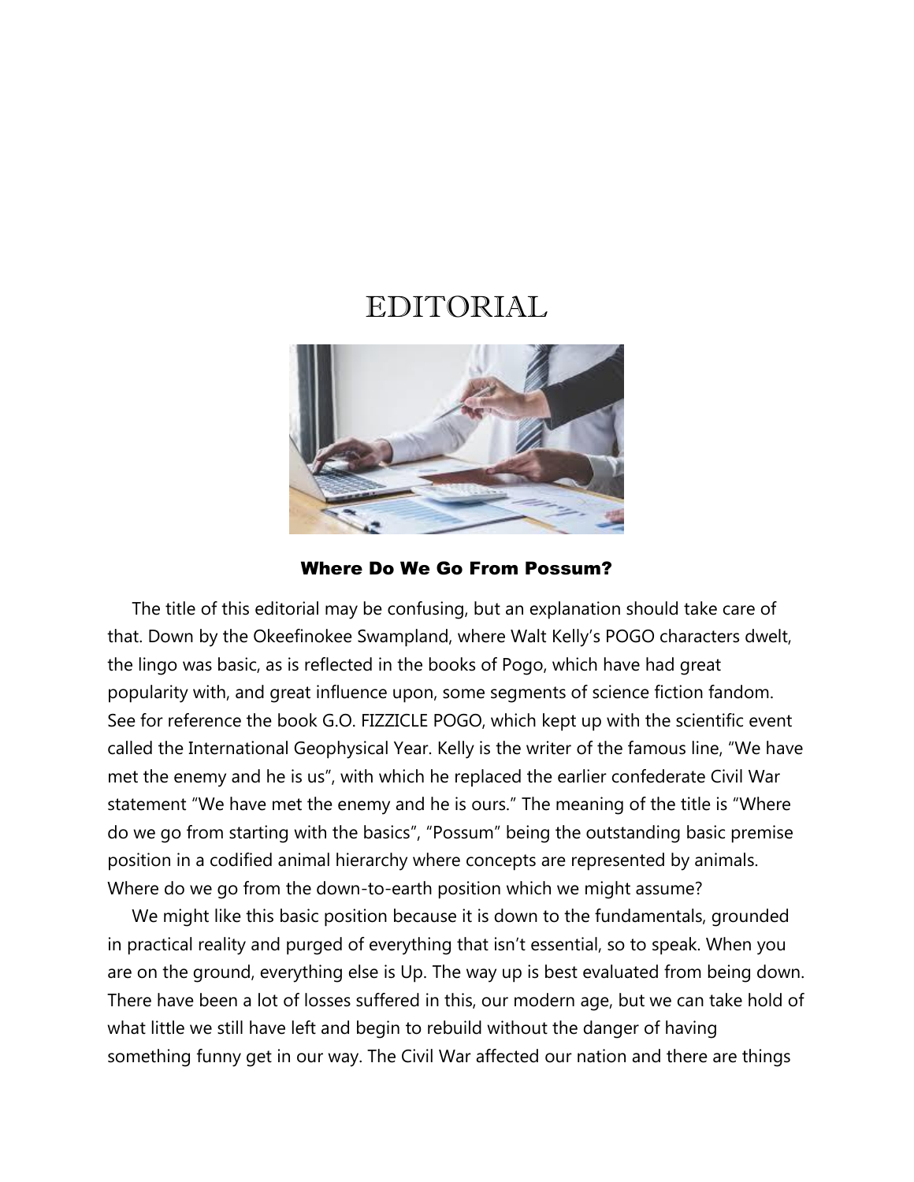# EDITORIAL

### Where Do We Go From Possum?

The title of this editorial may be confusing, but an explanation should take care of that. Down by the Okeefinokee Swampland, where Walt Kelly's POGO characters dwelt, the lingo was basic, as is reflected in the books of Pogo, which have had great popularity with, and great influence upon, some segments of science fiction fandom. See for reference the book G.O. FIZZICLE POGO, which kept up with the scientific event called the International Geophysical Year. Kelly is the writer of the famous line, "We have met the enemy and he is us", with which he replaced the earlier confederate Civil War statement "We have met the enemy and he is ours." The meaning of the title is "Where do we go from starting with the basics", "Possum" being the outstanding basic premise position in a codified animal hierarchy where concepts are represented by animals. Where do we go from the down-to-earth position which we might assume?

We might like this basic position because it is down to the fundamentals, grounded in practical reality and purged of everything that isn't essential, so to speak. When you are on the ground, everything else is Up. The way up is best evaluated from being down. There have been a lot of losses suffered in this, our modern age, but we can take hold of what little we still have left and begin to rebuild without the danger of having something funny get in our way. The Civil War affected our nation and there are things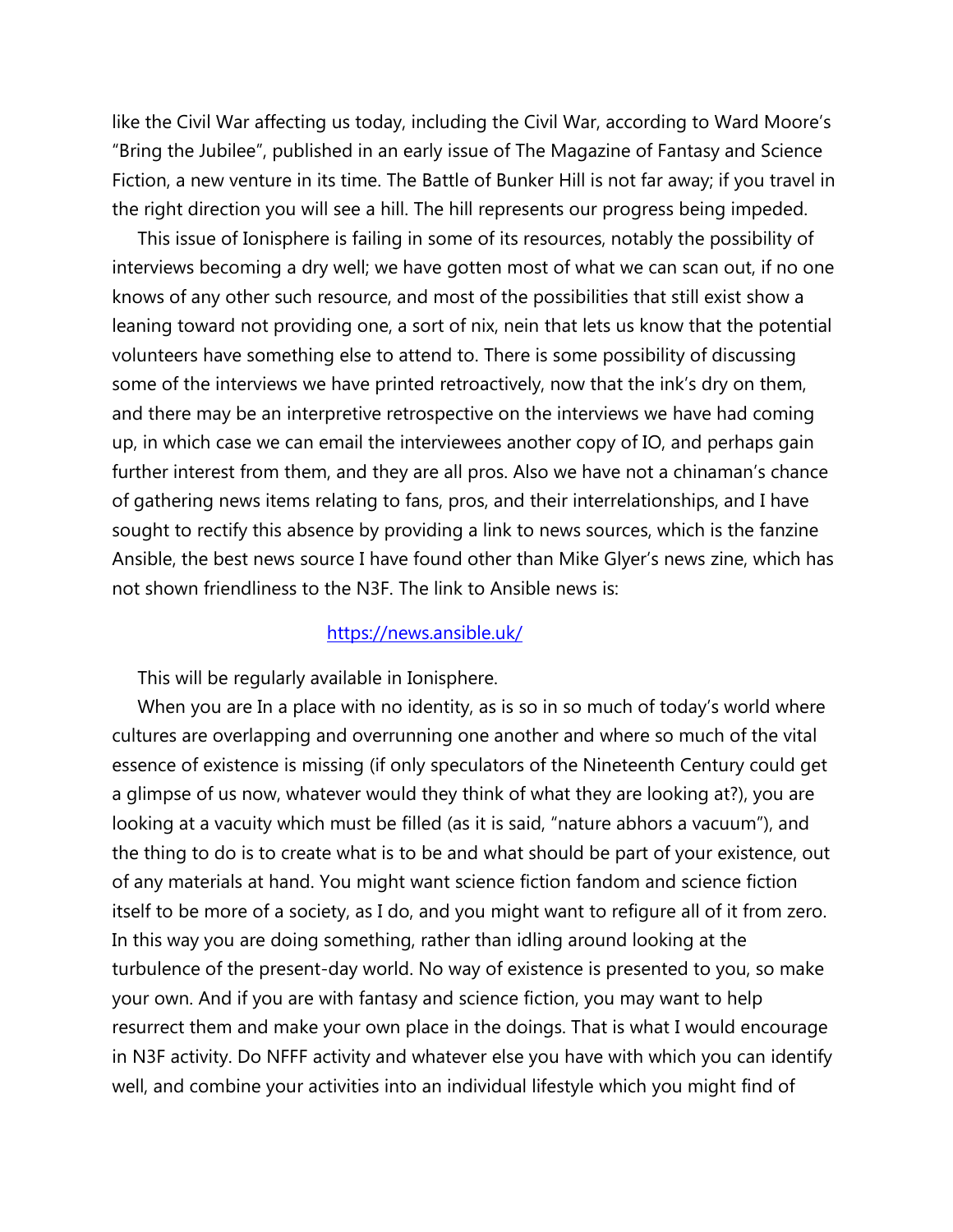like the Civil War affecting us today, including the Civil War, according to Ward Moore's "Bring the Jubilee", published in an early issue of The Magazine of Fantasy and Science Fiction, a new venture in its time. The Battle of Bunker Hill is not far away; if you travel in the right direction you will see a hill. The hill represents our progress being impeded.

This issue of Ionisphere is failing in some of its resources, notably the possibility of interviews becoming a dry well; we have gotten most of what we can scan out, if no one knows of any other such resource, and most of the possibilities that still exist show a leaning toward not providing one, a sort of nix, nein that lets us know that the potential volunteers have something else to attend to. There is some possibility of discussing some of the interviews we have printed retroactively, now that the ink's dry on them, and there may be an interpretive retrospective on the interviews we have had coming up, in which case we can email the interviewees another copy of IO, and perhaps gain further interest from them, and they are all pros. Also we have not a chinaman's chance of gathering news items relating to fans, pros, and their interrelationships, and I have sought to rectify this absence by providing a link to news sources, which is the fanzine Ansible, the best news source I have found other than Mike Glyer's news zine, which has not shown friendliness to the N3F. The link to Ansible news is:

https://news.ansible.uk/

This will be regularly available in Ionisphere.

When you are In a place with no identity, as is so in so much of today's world where cultures are overlapping and overrunning one another and where so much of the vital essence of existence is missing (if only speculators of the Nineteenth Century could get a glimpse of us now, whatever would they think of what they are looking at?), you are looking at a vacuity which must be filled (as it is said, "nature abhors a vacuum"), and the thing to do is to create what is to be and what should be part of your existence, out of any materials at hand. You might want science fiction fandom and science fiction itself to be more of a society, as I do, and you might want to refigure all of it from zero. In this way you are doing something, rather than idling around looking at the turbulence of the present-day world. No way of existence is presented to you, so make your own. And if you are with fantasy and science fiction, you may want to help resurrect them and make your own place in the doings. That is what I would encourage in N3F activity. Do NFFF activity and whatever else you have with which you can identify well, and combine your activities into an individual lifestyle which you might find of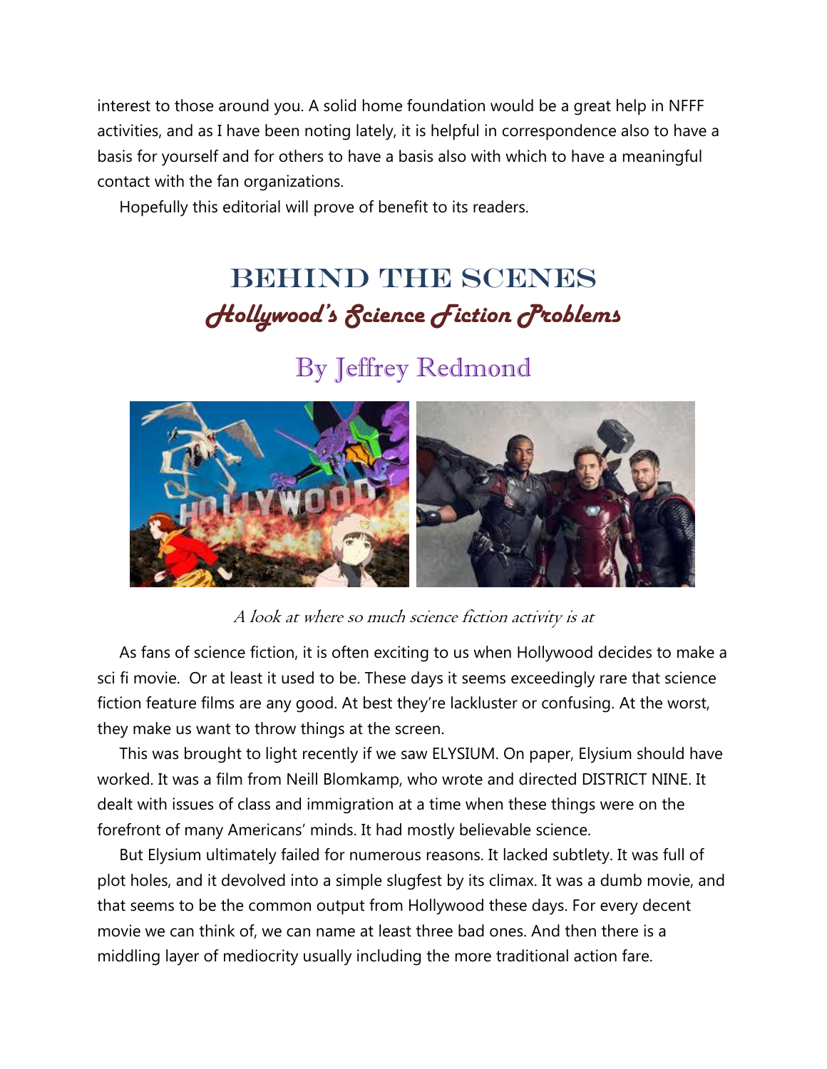interest to those around you. A solid home foundation would be a great help in NFFF activities, and as I have been noting lately, it is helpful in correspondence also to have a basis for yourself and for others to have a basis also with which to have a meaningful contact with the fan organizations.

Hopefully this editorial will prove of benefit to its readers.

# BEHIND THE SCENES

## *Hollywood's Science Fiction Problems*

### By Jeffrey Redmond

*A look at where so much science fiction activity is at*

As fans of science fiction, it is often exciting to us when Hollywood decides to make a sci fi movie. Or at least it used to be. These days it seems exceedingly rare that science fiction feature films are any good. At best they're lackluster or confusing. At the worst, they make us want to throw things at the screen.

This was brought to light recently if we saw ELYSIUM. On paper, Elysium should have worked. It was a film from Neill Blomkamp, who wrote and directed DISTRICT NINE. It dealt with issues of class and immigration at a time when these things were on the forefront of many Americans' minds. It had mostly believable science.

But Elysium ultimately failed for numerous reasons. It lacked subtlety. It was full of plot holes, and it devolved into a simple slugfest by its climax. It was a dumb movie, and that seems to be the common output from Hollywood these days. For every decent movie we can think of, we can name at least three bad ones. And then there is a middling layer of mediocrity usually including the more traditional action fare.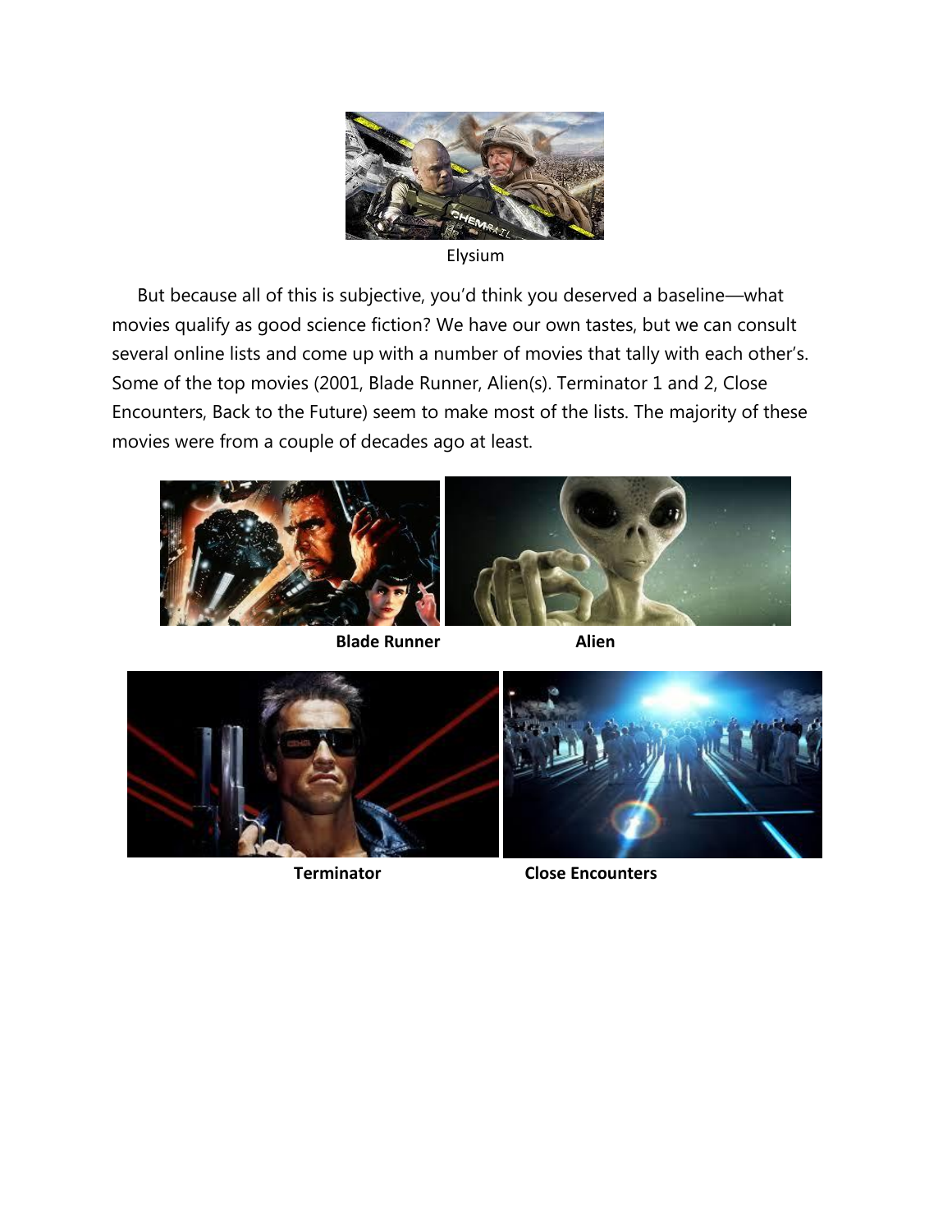Elysium

But because all of this is subjective, you'd think you deserved a baseline—what movies qualify as good science fiction? We have our own tastes, but we can consult several online lists and come up with a number of movies that tally with each other's. Some of the top movies (2001, Blade Runner, Alien(s). Terminator 1 and 2, Close Encounters, Back to the Future) seem to make most of the lists. The majority of these movies were from a couple of decades ago at least.

**Blade Runner** **Alien**

**Terminator** **Close Encounters**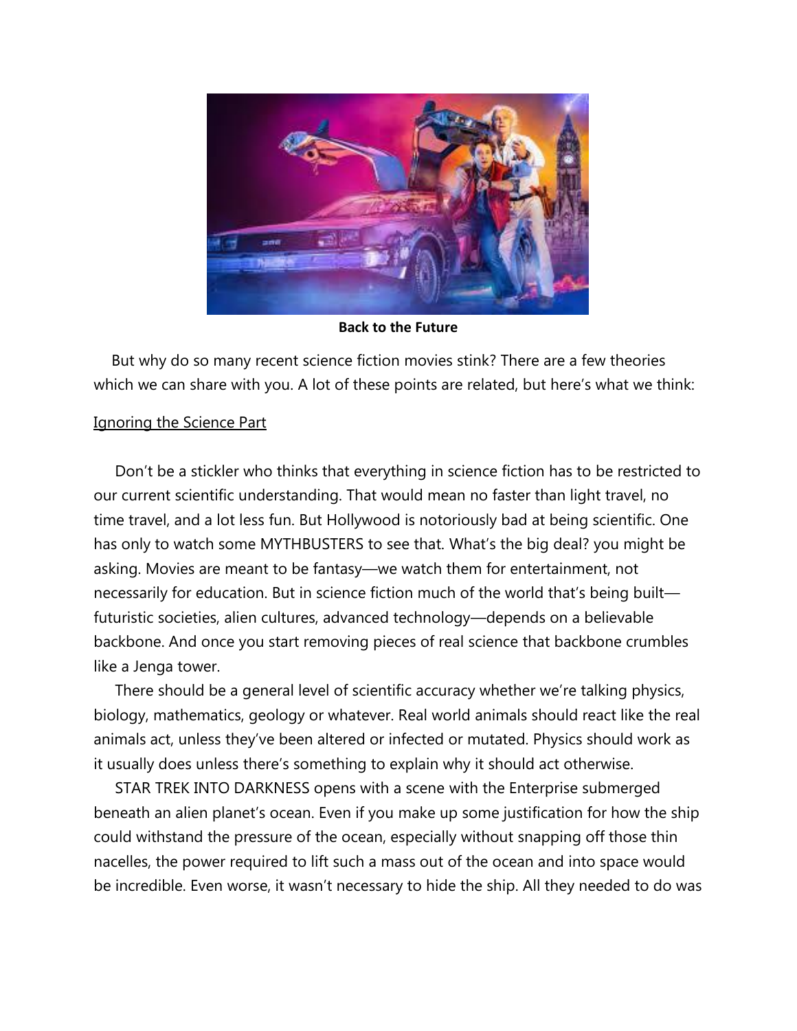**Back to the Future**

But why do so many recent science fiction movies stink? There are a few theories which we can share with you. A lot of these points are related, but here's what we think:

<u>Ignoring the Science Part</u>

Don't be a stickler who thinks that everything in science fiction has to be restricted to our current scientific understanding. That would mean no faster than light travel, no time travel, and a lot less fun. But Hollywood is notoriously bad at being scientific. One has only to watch some MYTHBUSTERS to see that. What's the big deal? you might be asking. Movies are meant to be fantasy—we watch them for entertainment, not necessarily for education. But in science fiction much of the world that's being built—futuristic societies, alien cultures, advanced technology—depends on a believable backbone. And once you start removing pieces of real science that backbone crumbles like a Jenga tower.

There should be a general level of scientific accuracy whether we're talking physics, biology, mathematics, geology or whatever. Real world animals should react like the real animals act, unless they've been altered or infected or mutated. Physics should work as it usually does unless there's something to explain why it should act otherwise.

STAR TREK INTO DARKNESS opens with a scene with the Enterprise submerged beneath an alien planet's ocean. Even if you make up some justification for how the ship could withstand the pressure of the ocean, especially without snapping off those thin nacelles, the power required to lift such a mass out of the ocean and into space would be incredible. Even worse, it wasn't necessary to hide the ship. All they needed to do was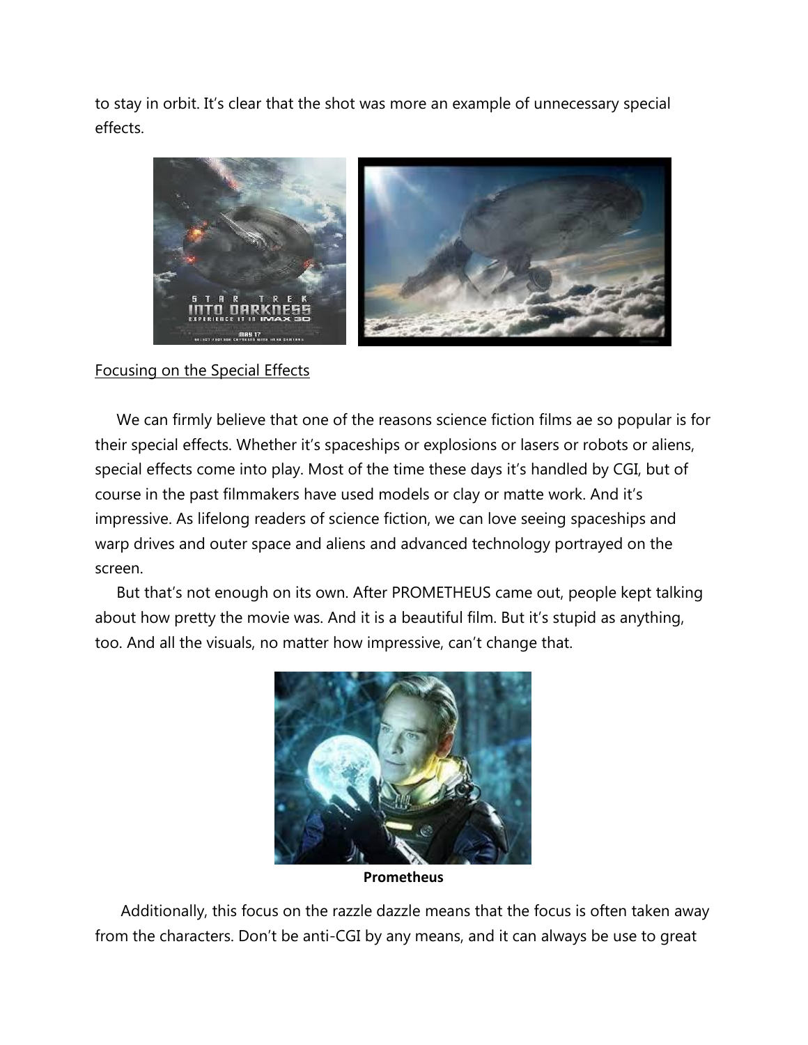to stay in orbit. It's clear that the shot was more an example of unnecessary special effects.

Focusing on the Special Effects

We can firmly believe that one of the reasons science fiction films ae so popular is for their special effects. Whether it's spaceships or explosions or lasers or robots or aliens, special effects come into play. Most of the time these days it's handled by CGI, but of course in the past filmmakers have used models or clay or matte work. And it's impressive. As lifelong readers of science fiction, we can love seeing spaceships and warp drives and outer space and aliens and advanced technology portrayed on the screen.

But that's not enough on its own. After PROMETHEUS came out, people kept talking about how pretty the movie was. And it is a beautiful film. But it's stupid as anything, too. And all the visuals, no matter how impressive, can't change that.

**Prometheus**

Additionally, this focus on the razzle dazzle means that the focus is often taken away from the characters. Don't be anti-CGI by any means, and it can always be use to great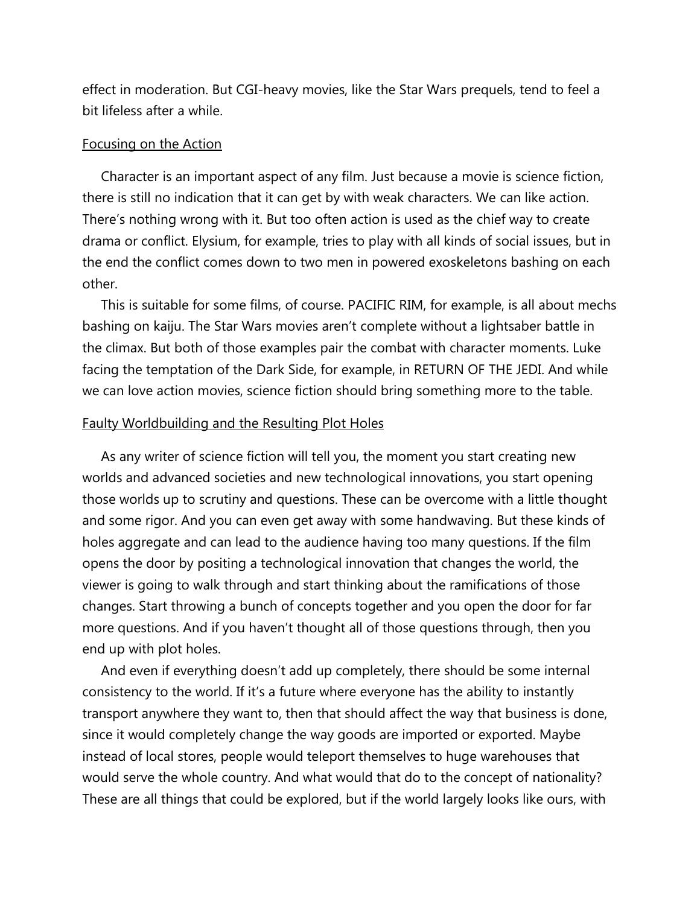effect in moderation. But CGI-heavy movies, like the Star Wars prequels, tend to feel a bit lifeless after a while.

<u>Focusing on the Action</u>

Character is an important aspect of any film. Just because a movie is science fiction, there is still no indication that it can get by with weak characters. We can like action. There's nothing wrong with it. But too often action is used as the chief way to create drama or conflict. Elysium, for example, tries to play with all kinds of social issues, but in the end the conflict comes down to two men in powered exoskeletons bashing on each other.

This is suitable for some films, of course. PACIFIC RIM, for example, is all about mechs bashing on kaiju. The Star Wars movies aren't complete without a lightsaber battle in the climax. But both of those examples pair the combat with character moments. Luke facing the temptation of the Dark Side, for example, in RETURN OF THE JEDI. And while we can love action movies, science fiction should bring something more to the table.

<u>Faulty Worldbuilding and the Resulting Plot Holes</u>

As any writer of science fiction will tell you, the moment you start creating new worlds and advanced societies and new technological innovations, you start opening those worlds up to scrutiny and questions. These can be overcome with a little thought and some rigor. And you can even get away with some handwaving. But these kinds of holes aggregate and can lead to the audience having too many questions. If the film opens the door by positing a technological innovation that changes the world, the viewer is going to walk through and start thinking about the ramifications of those changes. Start throwing a bunch of concepts together and you open the door for far more questions. And if you haven't thought all of those questions through, then you end up with plot holes.

And even if everything doesn't add up completely, there should be some internal consistency to the world. If it's a future where everyone has the ability to instantly transport anywhere they want to, then that should affect the way that business is done, since it would completely change the way goods are imported or exported. Maybe instead of local stores, people would teleport themselves to huge warehouses that would serve the whole country. And what would that do to the concept of nationality? These are all things that could be explored, but if the world largely looks like ours, with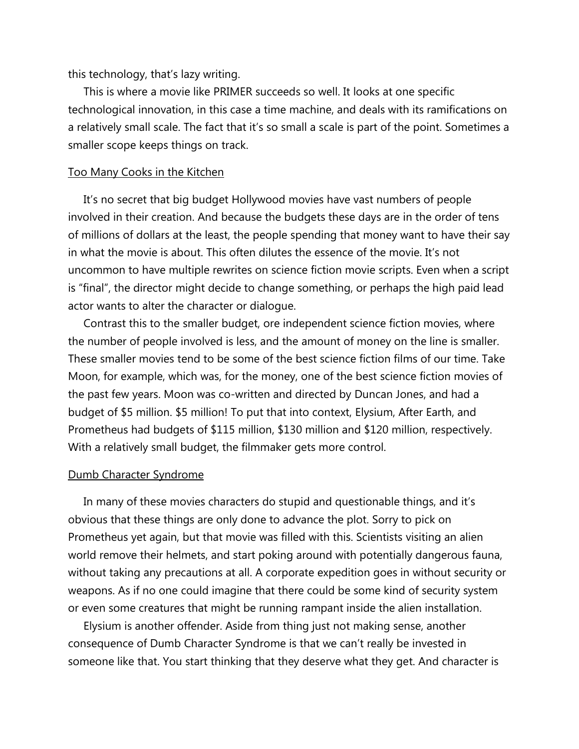this technology, that's lazy writing.

This is where a movie like PRIMER succeeds so well. It looks at one specific technological innovation, in this case a time machine, and deals with its ramifications on a relatively small scale. The fact that it's so small a scale is part of the point. Sometimes a smaller scope keeps things on track.

## Too Many Cooks in the Kitchen

It's no secret that big budget Hollywood movies have vast numbers of people involved in their creation. And because the budgets these days are in the order of tens of millions of dollars at the least, the people spending that money want to have their say in what the movie is about. This often dilutes the essence of the movie. It's not uncommon to have multiple rewrites on science fiction movie scripts. Even when a script is "final", the director might decide to change something, or perhaps the high paid lead actor wants to alter the character or dialogue.

Contrast this to the smaller budget, ore independent science fiction movies, where the number of people involved is less, and the amount of money on the line is smaller. These smaller movies tend to be some of the best science fiction films of our time. Take Moon, for example, which was, for the money, one of the best science fiction movies of the past few years. Moon was co-written and directed by Duncan Jones, and had a budget of $5 million. $5 million! To put that into context, Elysium, After Earth, and Prometheus had budgets of $115 million, $130 million and $120 million, respectively. With a relatively small budget, the filmmaker gets more control.

## Dumb Character Syndrome

In many of these movies characters do stupid and questionable things, and it's obvious that these things are only done to advance the plot. Sorry to pick on Prometheus yet again, but that movie was filled with this. Scientists visiting an alien world remove their helmets, and start poking around with potentially dangerous fauna, without taking any precautions at all. A corporate expedition goes in without security or weapons. As if no one could imagine that there could be some kind of security system or even some creatures that might be running rampant inside the alien installation.

Elysium is another offender. Aside from thing just not making sense, another consequence of Dumb Character Syndrome is that we can't really be invested in someone like that. You start thinking that they deserve what they get. And character is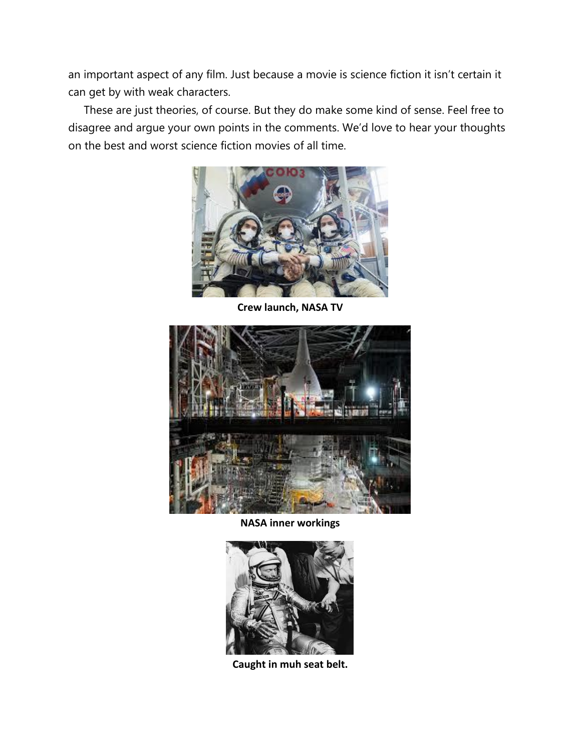an important aspect of any film. Just because a movie is science fiction it isn't certain it can get by with weak characters.

These are just theories, of course. But they do make some kind of sense. Feel free to disagree and argue your own points in the comments. We'd love to hear your thoughts on the best and worst science fiction movies of all time.

**Crew launch, NASA TV**

**NASA inner workings**

**Caught in muh seat belt.**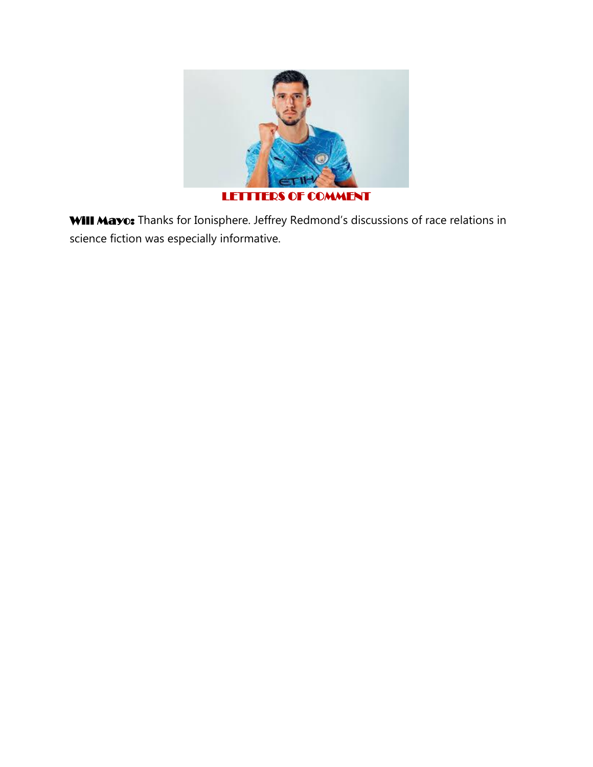# LETTTERS OF COMMENT

**Will Mayo:** Thanks for Ionisphere. Jeffrey Redmond's discussions of race relations in science fiction was especially informative.